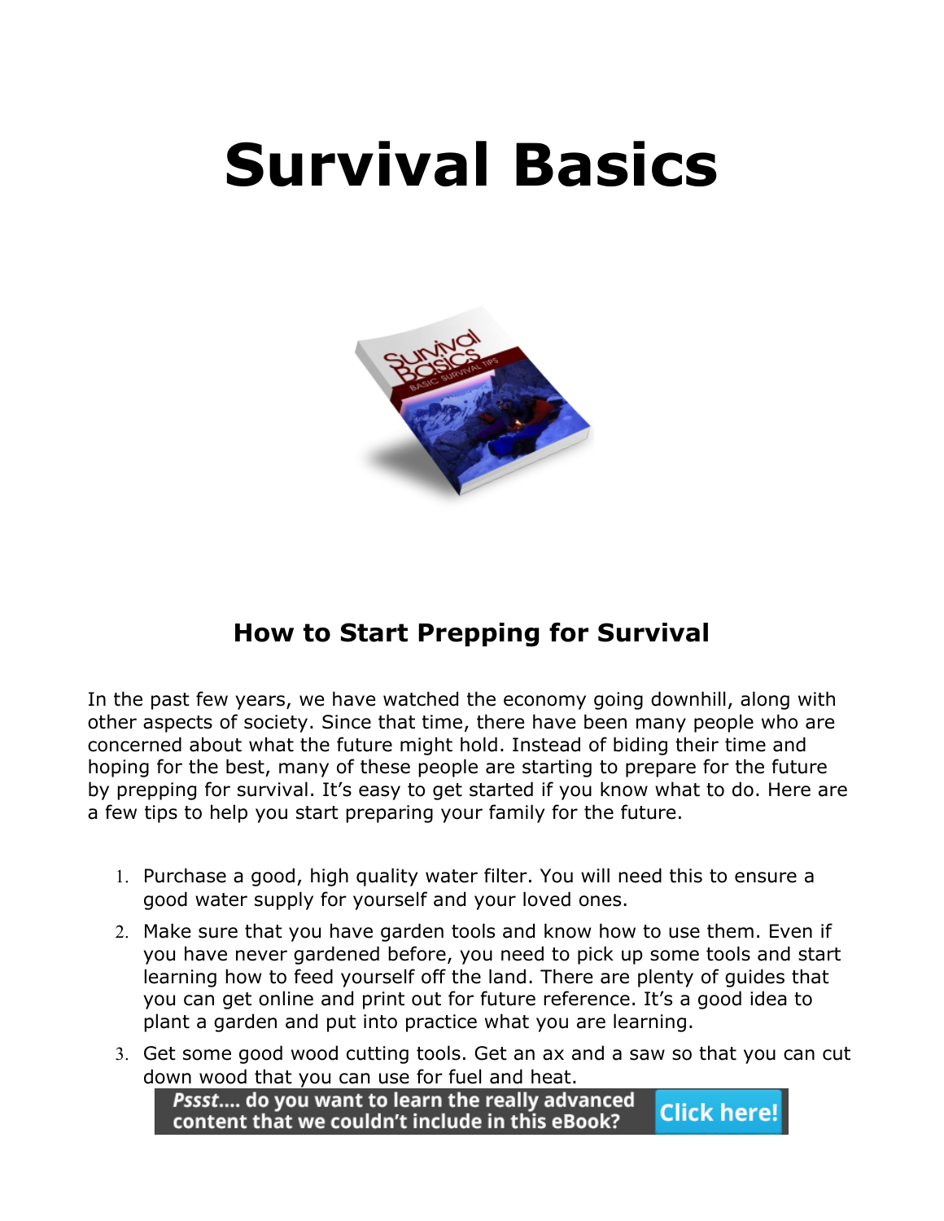# Survival Basics

## How to Start Prepping for Survival

In the past few years, we have watched the economy going downhill, along with other aspects of society. Since that time, there have been many people who are concerned about what the future might hold. Instead of biding their time and hoping for the best, many of these people are starting to prepare for the future by prepping for survival. It's easy to get started if you know what to do. Here are a few tips to help you start preparing your family for the future.

1. Purchase a good, high quality water filter. You will need this to ensure a good water supply for yourself and your loved ones.
2. Make sure that you have garden tools and know how to use them. Even if you have never gardened before, you need to pick up some tools and start learning how to feed yourself off the land. There are plenty of guides that you can get online and print out for future reference. It's a good idea to plant a garden and put into practice what you are learning.
3. Get some good wood cutting tools. Get an ax and a saw so that you can cut down wood that you can use for fuel and heat.

*Pssst....* do you want to learn the really advanced content that we couldn't include in this eBook? Click here!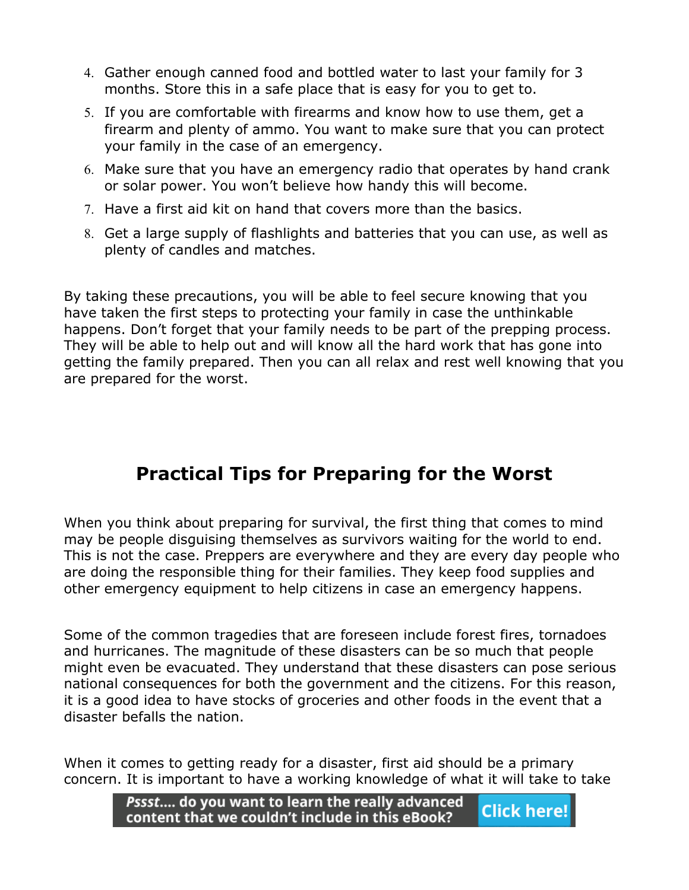4. Gather enough canned food and bottled water to last your family for 3 months. Store this in a safe place that is easy for you to get to.
5. If you are comfortable with firearms and know how to use them, get a firearm and plenty of ammo. You want to make sure that you can protect your family in the case of an emergency.
6. Make sure that you have an emergency radio that operates by hand crank or solar power. You won't believe how handy this will become.
7. Have a first aid kit on hand that covers more than the basics.
8. Get a large supply of flashlights and batteries that you can use, as well as plenty of candles and matches.

By taking these precautions, you will be able to feel secure knowing that you have taken the first steps to protecting your family in case the unthinkable happens. Don't forget that your family needs to be part of the prepping process. They will be able to help out and will know all the hard work that has gone into getting the family prepared. Then you can all relax and rest well knowing that you are prepared for the worst.

## Practical Tips for Preparing for the Worst

When you think about preparing for survival, the first thing that comes to mind may be people disguising themselves as survivors waiting for the world to end. This is not the case. Preppers are everywhere and they are every day people who are doing the responsible thing for their families. They keep food supplies and other emergency equipment to help citizens in case an emergency happens.

Some of the common tragedies that are foreseen include forest fires, tornadoes and hurricanes. The magnitude of these disasters can be so much that people might even be evacuated. They understand that these disasters can pose serious national consequences for both the government and the citizens. For this reason, it is a good idea to have stocks of groceries and other foods in the event that a disaster befalls the nation.

When it comes to getting ready for a disaster, first aid should be a primary concern. It is important to have a working knowledge of what it will take to take

*Pssst....* do you want to learn the really advanced content that we couldn't include in this eBook? **Click here!**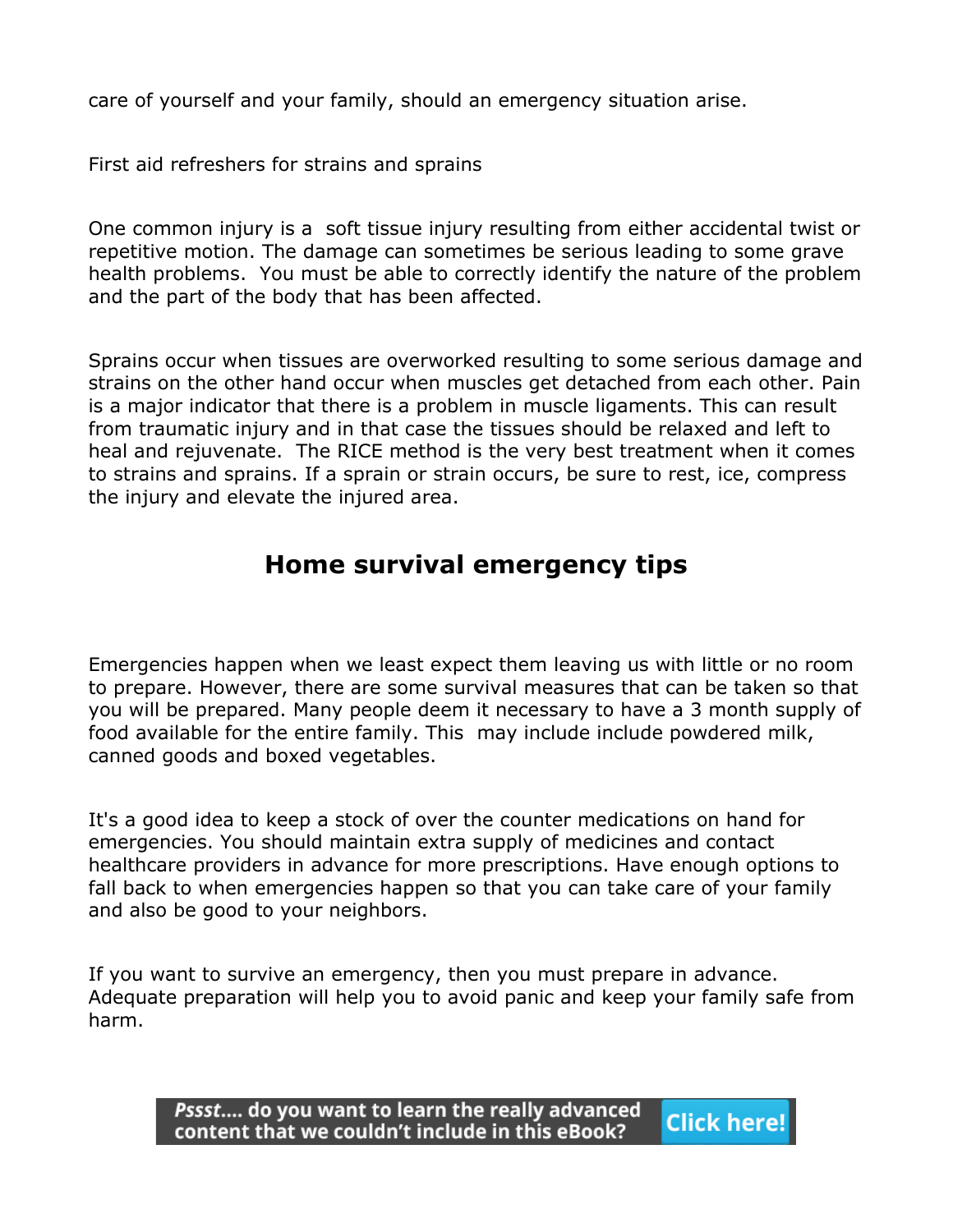care of yourself and your family, should an emergency situation arise.

First aid refreshers for strains and sprains

One common injury is a soft tissue injury resulting from either accidental twist or repetitive motion. The damage can sometimes be serious leading to some grave health problems. You must be able to correctly identify the nature of the problem and the part of the body that has been affected.

Sprains occur when tissues are overworked resulting to some serious damage and strains on the other hand occur when muscles get detached from each other. Pain is a major indicator that there is a problem in muscle ligaments. This can result from traumatic injury and in that case the tissues should be relaxed and left to heal and rejuvenate. The RICE method is the very best treatment when it comes to strains and sprains. If a sprain or strain occurs, be sure to rest, ice, compress the injury and elevate the injured area.

## Home survival emergency tips

Emergencies happen when we least expect them leaving us with little or no room to prepare. However, there are some survival measures that can be taken so that you will be prepared. Many people deem it necessary to have a 3 month supply of food available for the entire family. This may include include powdered milk, canned goods and boxed vegetables.

It's a good idea to keep a stock of over the counter medications on hand for emergencies. You should maintain extra supply of medicines and contact healthcare providers in advance for more prescriptions. Have enough options to fall back to when emergencies happen so that you can take care of your family and also be good to your neighbors.

If you want to survive an emergency, then you must prepare in advance. Adequate preparation will help you to avoid panic and keep your family safe from harm.

***Pssst....*** **do you want to learn the really advanced content that we couldn't include in this eBook?** **Click here!**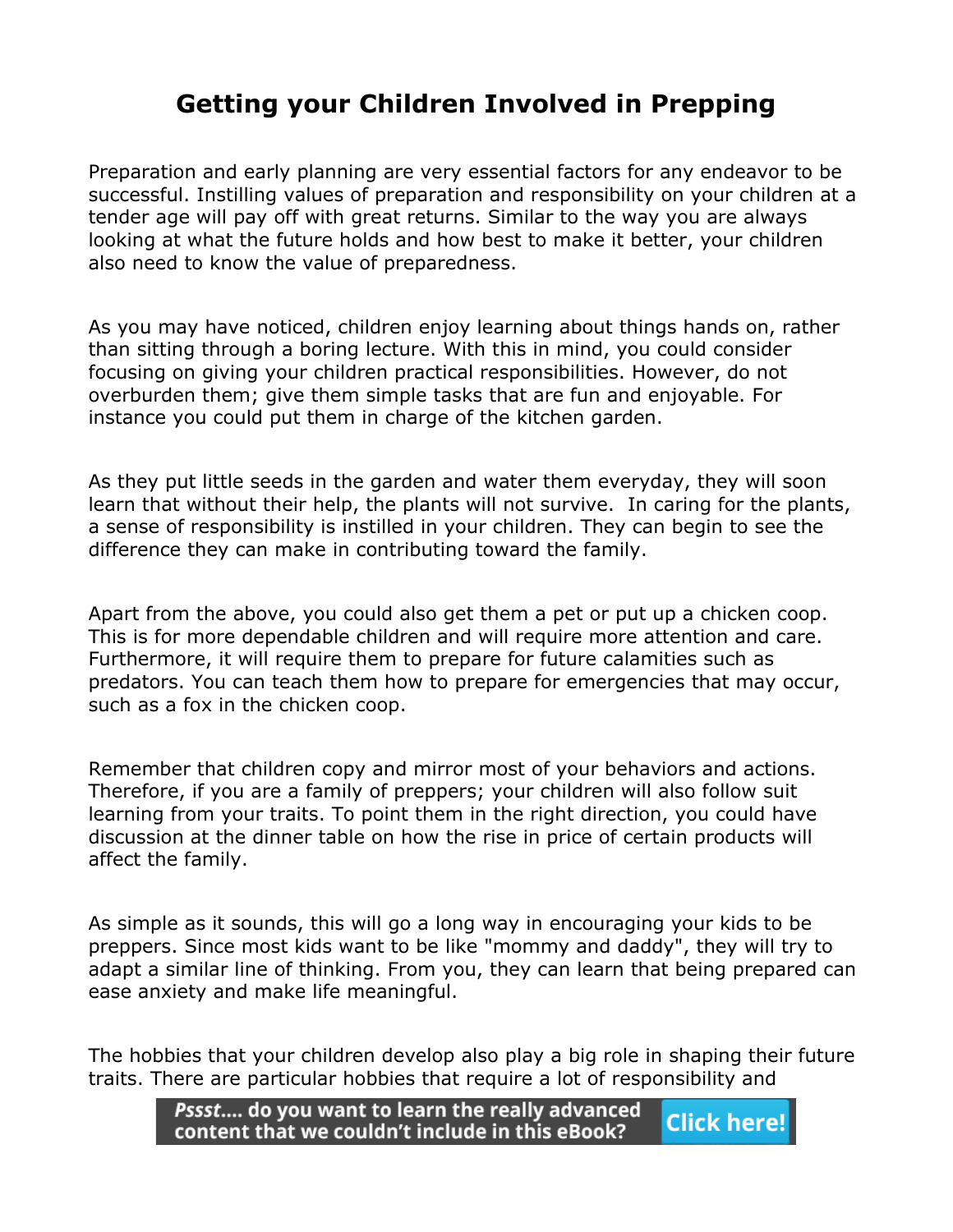# Getting your Children Involved in Prepping

Preparation and early planning are very essential factors for any endeavor to be successful. Instilling values of preparation and responsibility on your children at a tender age will pay off with great returns. Similar to the way you are always looking at what the future holds and how best to make it better, your children also need to know the value of preparedness.

As you may have noticed, children enjoy learning about things hands on, rather than sitting through a boring lecture. With this in mind, you could consider focusing on giving your children practical responsibilities. However, do not overburden them; give them simple tasks that are fun and enjoyable. For instance you could put them in charge of the kitchen garden.

As they put little seeds in the garden and water them everyday, they will soon learn that without their help, the plants will not survive. In caring for the plants, a sense of responsibility is instilled in your children. They can begin to see the difference they can make in contributing toward the family.

Apart from the above, you could also get them a pet or put up a chicken coop. This is for more dependable children and will require more attention and care. Furthermore, it will require them to prepare for future calamities such as predators. You can teach them how to prepare for emergencies that may occur, such as a fox in the chicken coop.

Remember that children copy and mirror most of your behaviors and actions. Therefore, if you are a family of preppers; your children will also follow suit learning from your traits. To point them in the right direction, you could have discussion at the dinner table on how the rise in price of certain products will affect the family.

As simple as it sounds, this will go a long way in encouraging your kids to be preppers. Since most kids want to be like "mommy and daddy", they will try to adapt a similar line of thinking. From you, they can learn that being prepared can ease anxiety and make life meaningful.

The hobbies that your children develop also play a big role in shaping their future traits. There are particular hobbies that require a lot of responsibility and

***Pssst....* do you want to learn the really advanced content that we couldn't include in this eBook? Click here!**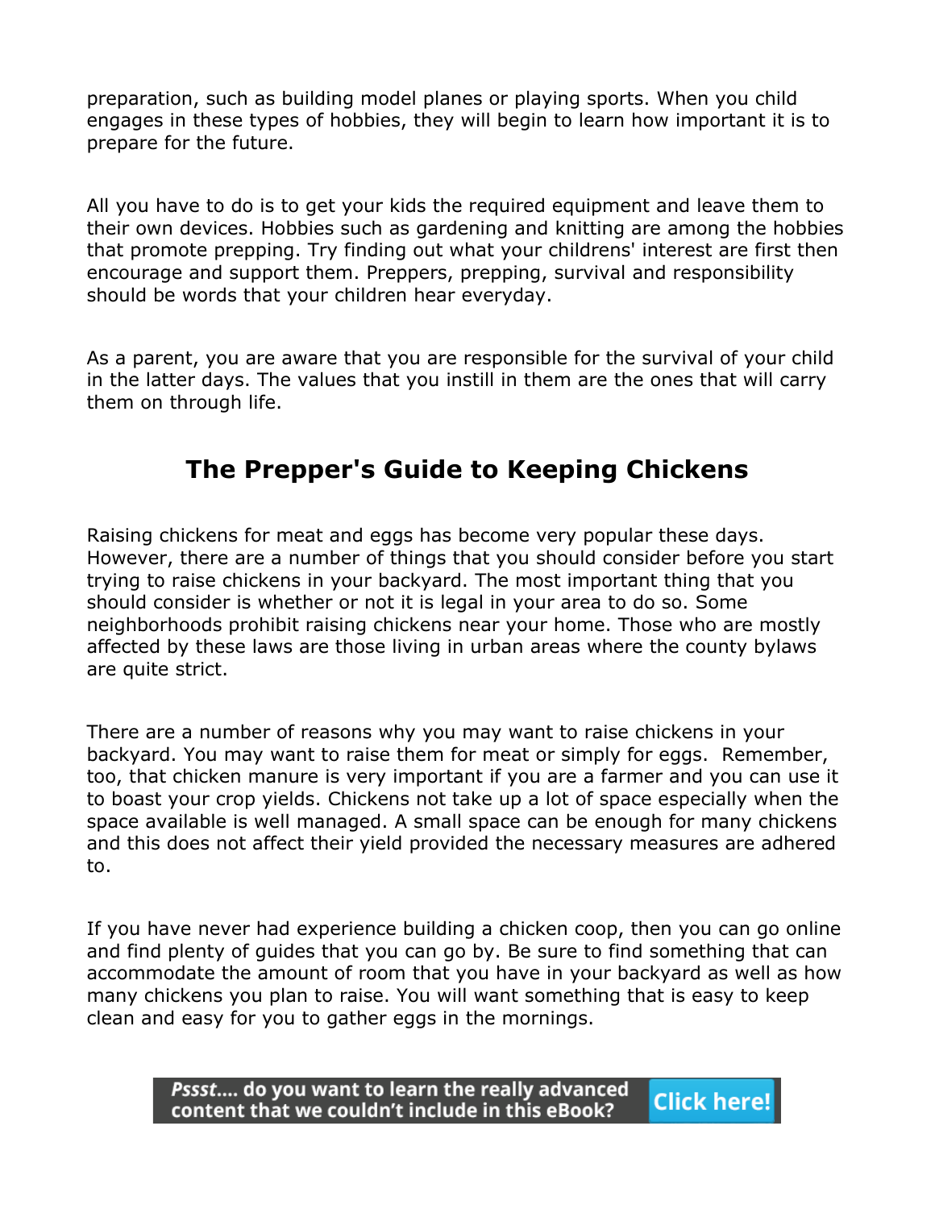preparation, such as building model planes or playing sports. When you child engages in these types of hobbies, they will begin to learn how important it is to prepare for the future.

All you have to do is to get your kids the required equipment and leave them to their own devices. Hobbies such as gardening and knitting are among the hobbies that promote prepping. Try finding out what your childrens' interest are first then encourage and support them. Preppers, prepping, survival and responsibility should be words that your children hear everyday.

As a parent, you are aware that you are responsible for the survival of your child in the latter days. The values that you instill in them are the ones that will carry them on through life.

## The Prepper's Guide to Keeping Chickens

Raising chickens for meat and eggs has become very popular these days. However, there are a number of things that you should consider before you start trying to raise chickens in your backyard. The most important thing that you should consider is whether or not it is legal in your area to do so. Some neighborhoods prohibit raising chickens near your home. Those who are mostly affected by these laws are those living in urban areas where the county bylaws are quite strict.

There are a number of reasons why you may want to raise chickens in your backyard. You may want to raise them for meat or simply for eggs. Remember, too, that chicken manure is very important if you are a farmer and you can use it to boast your crop yields. Chickens not take up a lot of space especially when the space available is well managed. A small space can be enough for many chickens and this does not affect their yield provided the necessary measures are adhered to.

If you have never had experience building a chicken coop, then you can go online and find plenty of guides that you can go by. Be sure to find something that can accommodate the amount of room that you have in your backyard as well as how many chickens you plan to raise. You will want something that is easy to keep clean and easy for you to gather eggs in the mornings.

*Pssst....* do you want to learn the really advanced content that we couldn't include in this eBook? **Click here!**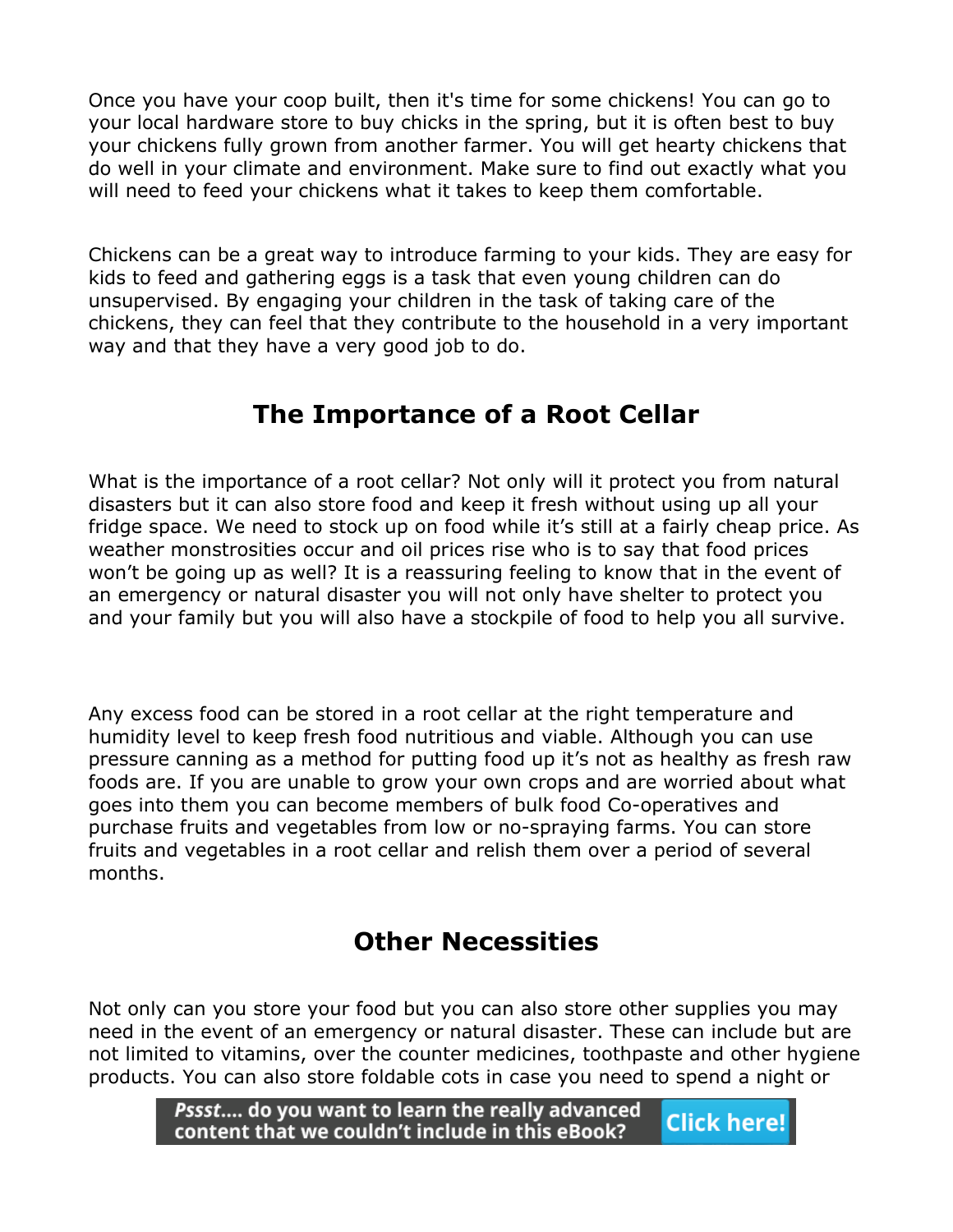Once you have your coop built, then it's time for some chickens! You can go to your local hardware store to buy chicks in the spring, but it is often best to buy your chickens fully grown from another farmer. You will get hearty chickens that do well in your climate and environment. Make sure to find out exactly what you will need to feed your chickens what it takes to keep them comfortable.

Chickens can be a great way to introduce farming to your kids. They are easy for kids to feed and gathering eggs is a task that even young children can do unsupervised. By engaging your children in the task of taking care of the chickens, they can feel that they contribute to the household in a very important way and that they have a very good job to do.

## The Importance of a Root Cellar

What is the importance of a root cellar? Not only will it protect you from natural disasters but it can also store food and keep it fresh without using up all your fridge space. We need to stock up on food while it's still at a fairly cheap price. As weather monstrosities occur and oil prices rise who is to say that food prices won't be going up as well? It is a reassuring feeling to know that in the event of an emergency or natural disaster you will not only have shelter to protect you and your family but you will also have a stockpile of food to help you all survive.

Any excess food can be stored in a root cellar at the right temperature and humidity level to keep fresh food nutritious and viable. Although you can use pressure canning as a method for putting food up it's not as healthy as fresh raw foods are. If you are unable to grow your own crops and are worried about what goes into them you can become members of bulk food Co-operatives and purchase fruits and vegetables from low or no-spraying farms. You can store fruits and vegetables in a root cellar and relish them over a period of several months.

## Other Necessities

Not only can you store your food but you can also store other supplies you may need in the event of an emergency or natural disaster. These can include but are not limited to vitamins, over the counter medicines, toothpaste and other hygiene products. You can also store foldable cots in case you need to spend a night or

*Pssst....* **do you want to learn the really advanced content that we couldn't include in this eBook?** **Click here!**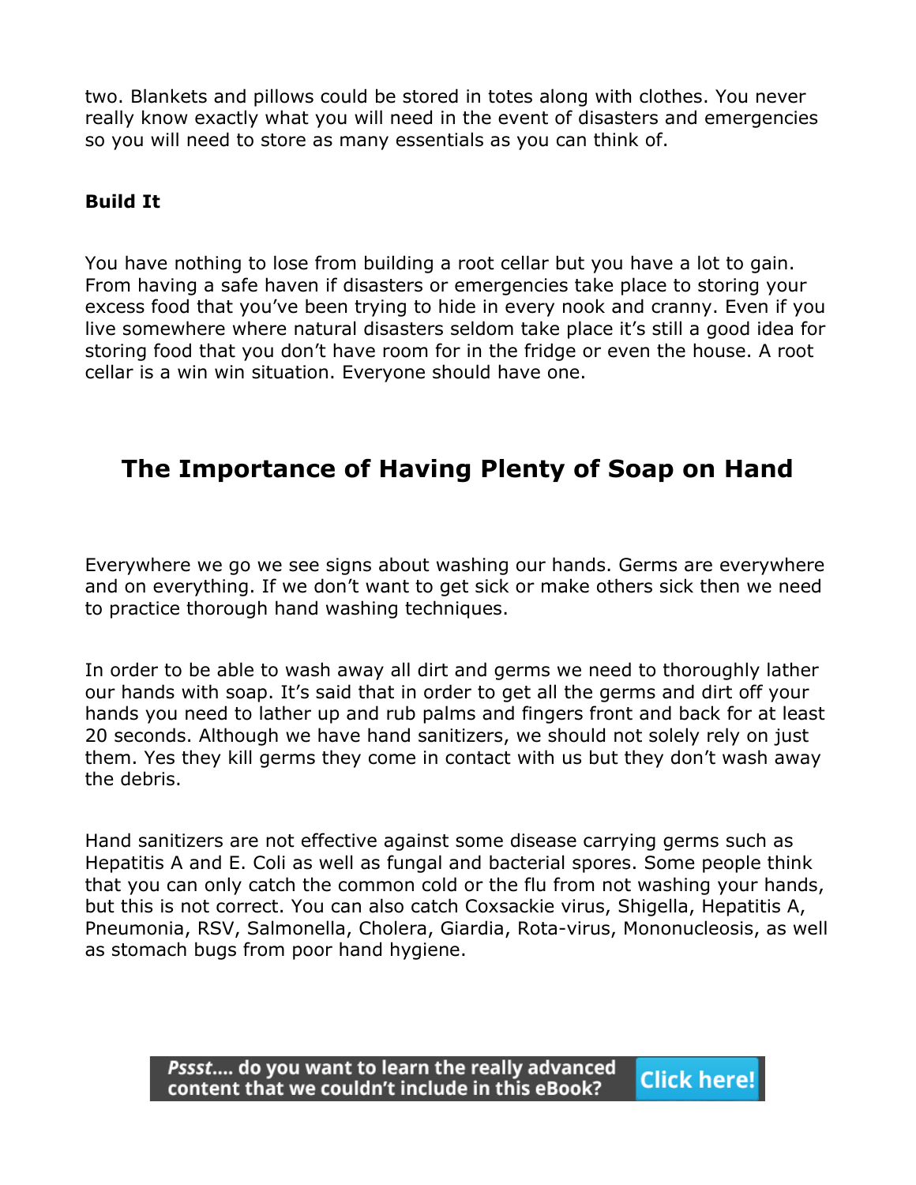two. Blankets and pillows could be stored in totes along with clothes. You never really know exactly what you will need in the event of disasters and emergencies so you will need to store as many essentials as you can think of.

**Build It**

You have nothing to lose from building a root cellar but you have a lot to gain. From having a safe haven if disasters or emergencies take place to storing your excess food that you've been trying to hide in every nook and cranny. Even if you live somewhere where natural disasters seldom take place it's still a good idea for storing food that you don't have room for in the fridge or even the house. A root cellar is a win win situation. Everyone should have one.

## The Importance of Having Plenty of Soap on Hand

Everywhere we go we see signs about washing our hands. Germs are everywhere and on everything. If we don't want to get sick or make others sick then we need to practice thorough hand washing techniques.

In order to be able to wash away all dirt and germs we need to thoroughly lather our hands with soap. It's said that in order to get all the germs and dirt off your hands you need to lather up and rub palms and fingers front and back for at least 20 seconds. Although we have hand sanitizers, we should not solely rely on just them. Yes they kill germs they come in contact with us but they don't wash away the debris.

Hand sanitizers are not effective against some disease carrying germs such as Hepatitis A and E. Coli as well as fungal and bacterial spores. Some people think that you can only catch the common cold or the flu from not washing your hands, but this is not correct. You can also catch Coxsackie virus, Shigella, Hepatitis A, Pneumonia, RSV, Salmonella, Cholera, Giardia, Rota-virus, Mononucleosis, as well as stomach bugs from poor hand hygiene.

*Pssst....* do you want to learn the really advanced content that we couldn't include in this eBook? **Click here!**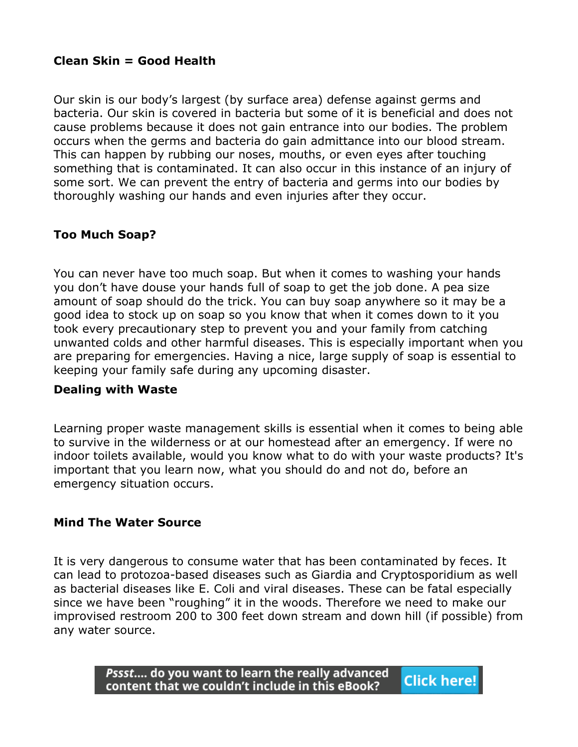**Clean Skin = Good Health**

Our skin is our body's largest (by surface area) defense against germs and bacteria. Our skin is covered in bacteria but some of it is beneficial and does not cause problems because it does not gain entrance into our bodies. The problem occurs when the germs and bacteria do gain admittance into our blood stream. This can happen by rubbing our noses, mouths, or even eyes after touching something that is contaminated. It can also occur in this instance of an injury of some sort. We can prevent the entry of bacteria and germs into our bodies by thoroughly washing our hands and even injuries after they occur.

**Too Much Soap?**

You can never have too much soap. But when it comes to washing your hands you don't have douse your hands full of soap to get the job done. A pea size amount of soap should do the trick. You can buy soap anywhere so it may be a good idea to stock up on soap so you know that when it comes down to it you took every precautionary step to prevent you and your family from catching unwanted colds and other harmful diseases. This is especially important when you are preparing for emergencies. Having a nice, large supply of soap is essential to keeping your family safe during any upcoming disaster.

**Dealing with Waste**

Learning proper waste management skills is essential when it comes to being able to survive in the wilderness or at our homestead after an emergency. If were no indoor toilets available, would you know what to do with your waste products? It's important that you learn now, what you should do and not do, before an emergency situation occurs.

**Mind The Water Source**

It is very dangerous to consume water that has been contaminated by feces. It can lead to protozoa-based diseases such as Giardia and Cryptosporidium as well as bacterial diseases like E. Coli and viral diseases. These can be fatal especially since we have been "roughing" it in the woods. Therefore we need to make our improvised restroom 200 to 300 feet down stream and down hill (if possible) from any water source.

*Pssst....* do you want to learn the really advanced content that we couldn't include in this eBook? **Click here!**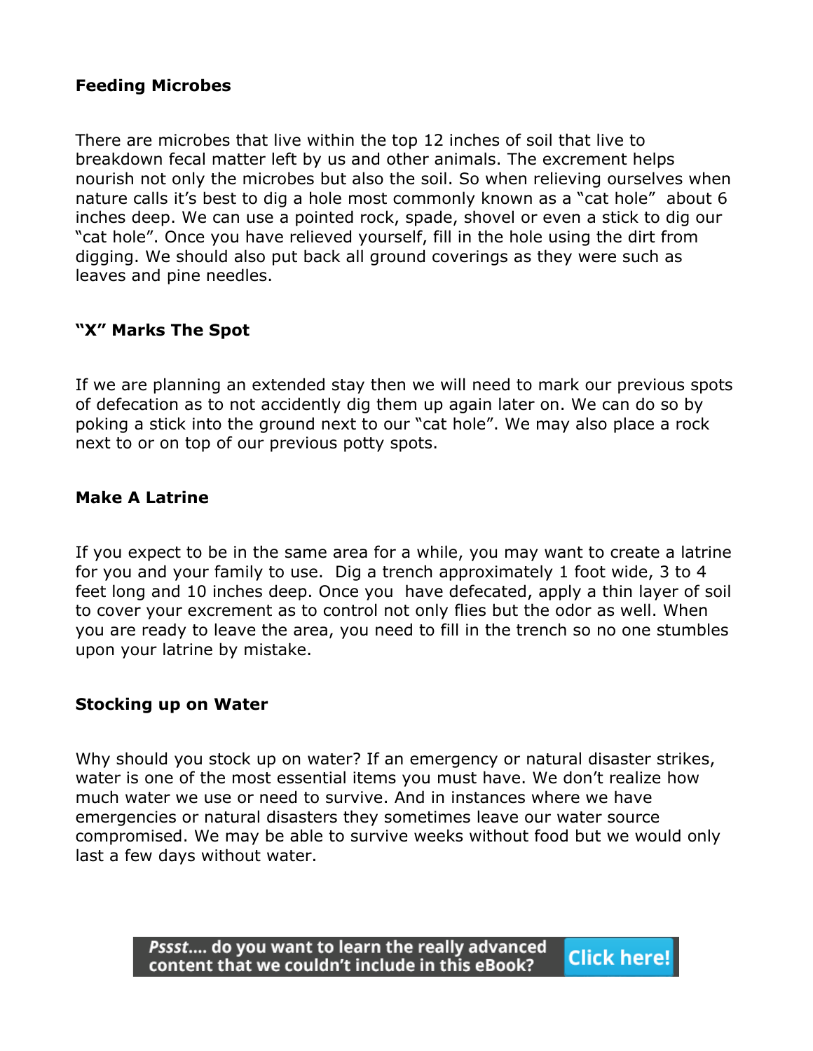**Feeding Microbes**

There are microbes that live within the top 12 inches of soil that live to breakdown fecal matter left by us and other animals. The excrement helps nourish not only the microbes but also the soil. So when relieving ourselves when nature calls it's best to dig a hole most commonly known as a "cat hole" about 6 inches deep. We can use a pointed rock, spade, shovel or even a stick to dig our "cat hole". Once you have relieved yourself, fill in the hole using the dirt from digging. We should also put back all ground coverings as they were such as leaves and pine needles.

**"X" Marks The Spot**

If we are planning an extended stay then we will need to mark our previous spots of defecation as to not accidently dig them up again later on. We can do so by poking a stick into the ground next to our "cat hole". We may also place a rock next to or on top of our previous potty spots.

**Make A Latrine**

If you expect to be in the same area for a while, you may want to create a latrine for you and your family to use. Dig a trench approximately 1 foot wide, 3 to 4 feet long and 10 inches deep. Once you have defecated, apply a thin layer of soil to cover your excrement as to control not only flies but the odor as well. When you are ready to leave the area, you need to fill in the trench so no one stumbles upon your latrine by mistake.

**Stocking up on Water**

Why should you stock up on water? If an emergency or natural disaster strikes, water is one of the most essential items you must have. We don't realize how much water we use or need to survive. And in instances where we have emergencies or natural disasters they sometimes leave our water source compromised. We may be able to survive weeks without food but we would only last a few days without water.

*Pssst....* do you want to learn the really advanced content that we couldn't include in this eBook? **Click here!**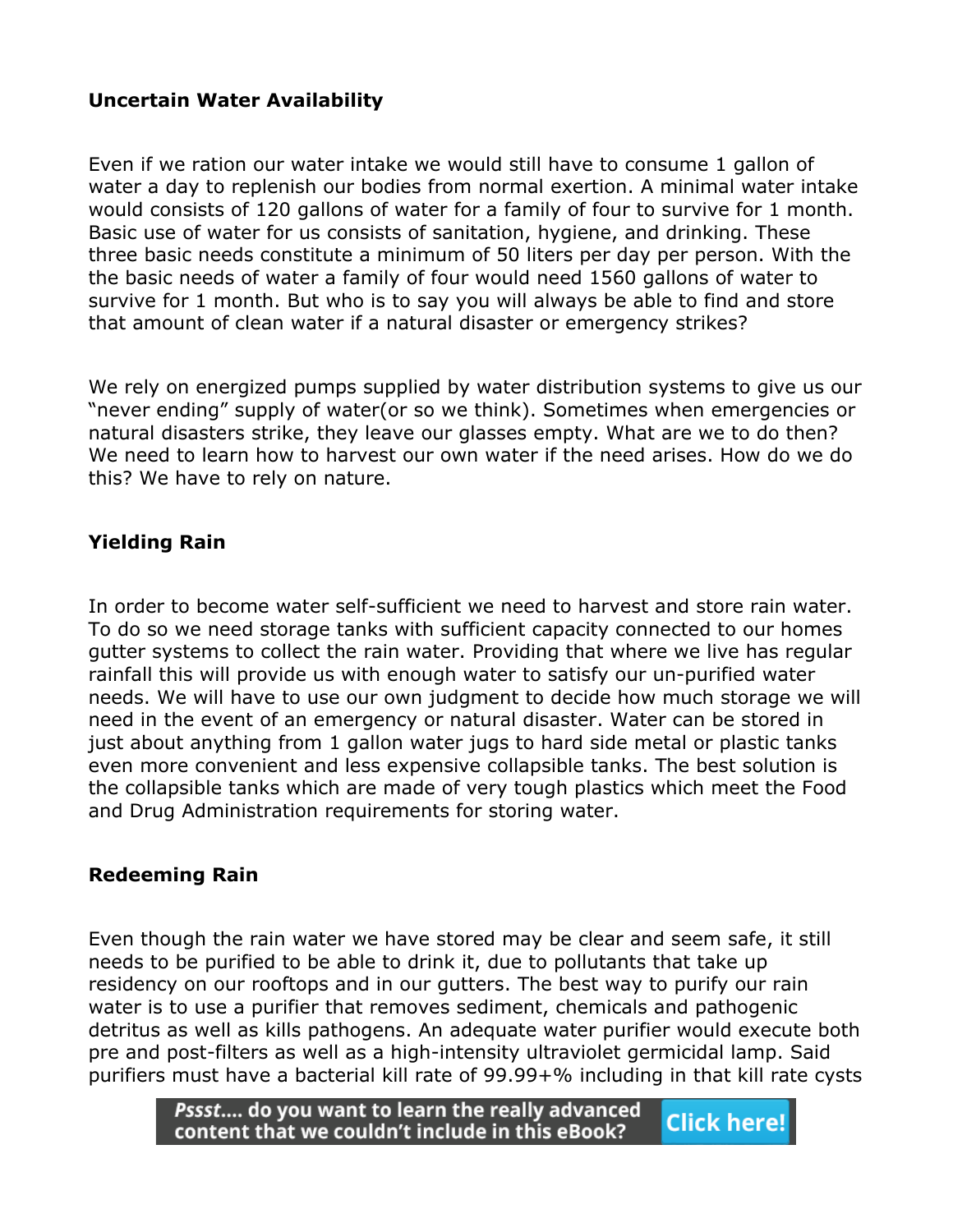**Uncertain Water Availability**

Even if we ration our water intake we would still have to consume 1 gallon of water a day to replenish our bodies from normal exertion. A minimal water intake would consists of 120 gallons of water for a family of four to survive for 1 month. Basic use of water for us consists of sanitation, hygiene, and drinking. These three basic needs constitute a minimum of 50 liters per day per person. With the the basic needs of water a family of four would need 1560 gallons of water to survive for 1 month. But who is to say you will always be able to find and store that amount of clean water if a natural disaster or emergency strikes?

We rely on energized pumps supplied by water distribution systems to give us our "never ending" supply of water(or so we think). Sometimes when emergencies or natural disasters strike, they leave our glasses empty. What are we to do then? We need to learn how to harvest our own water if the need arises. How do we do this? We have to rely on nature.

**Yielding Rain**

In order to become water self-sufficient we need to harvest and store rain water. To do so we need storage tanks with sufficient capacity connected to our homes gutter systems to collect the rain water. Providing that where we live has regular rainfall this will provide us with enough water to satisfy our un-purified water needs. We will have to use our own judgment to decide how much storage we will need in the event of an emergency or natural disaster. Water can be stored in just about anything from 1 gallon water jugs to hard side metal or plastic tanks even more convenient and less expensive collapsible tanks. The best solution is the collapsible tanks which are made of very tough plastics which meet the Food and Drug Administration requirements for storing water.

**Redeeming Rain**

Even though the rain water we have stored may be clear and seem safe, it still needs to be purified to be able to drink it, due to pollutants that take up residency on our rooftops and in our gutters. The best way to purify our rain water is to use a purifier that removes sediment, chemicals and pathogenic detritus as well as kills pathogens. An adequate water purifier would execute both pre and post-filters as well as a high-intensity ultraviolet germicidal lamp. Said purifiers must have a bacterial kill rate of 99.99+% including in that kill rate cysts

*Pssst....* do you want to learn the really advanced content that we couldn't include in this eBook? Click here!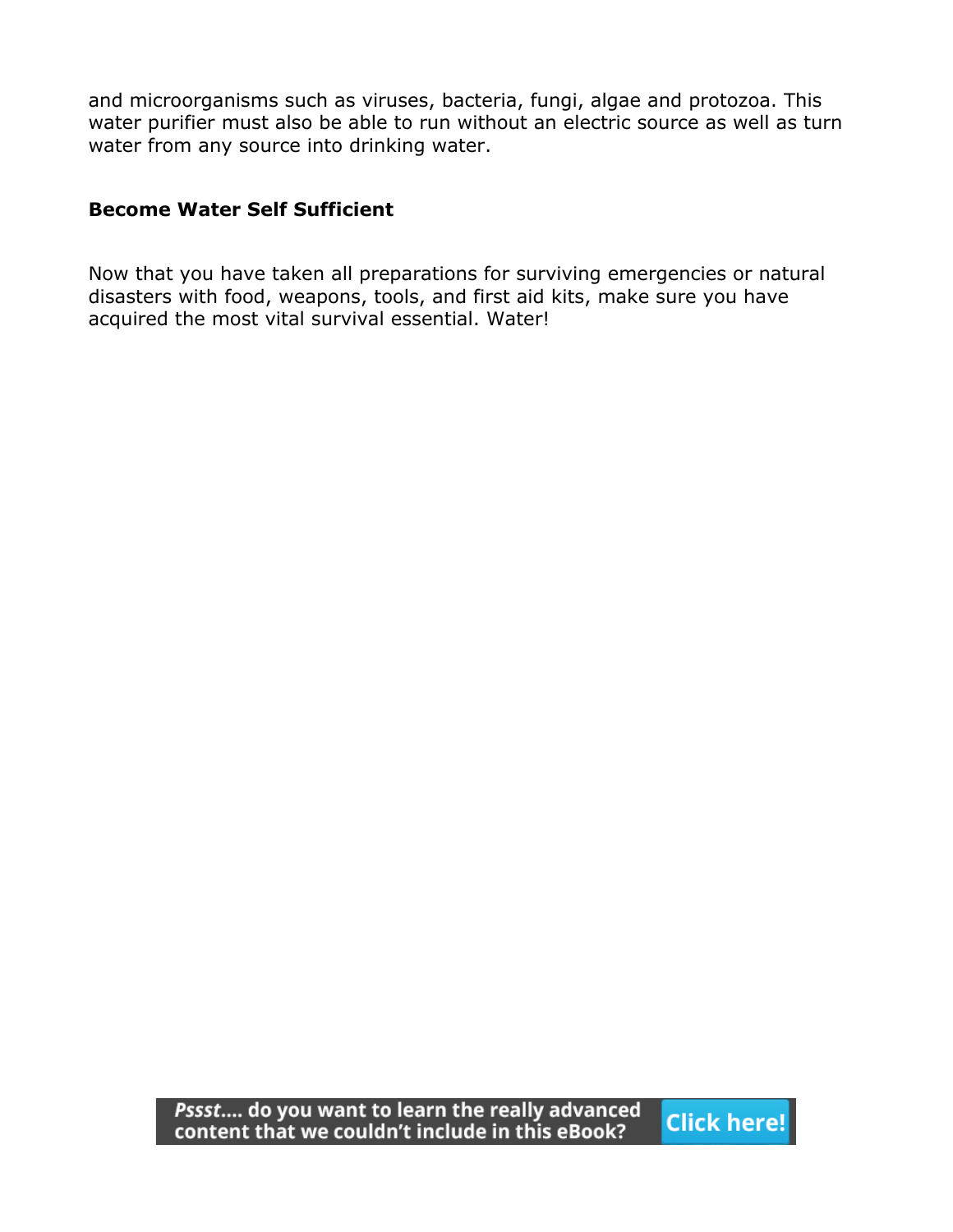and microorganisms such as viruses, bacteria, fungi, algae and protozoa. This water purifier must also be able to run without an electric source as well as turn water from any source into drinking water.

**Become Water Self Sufficient**

Now that you have taken all preparations for surviving emergencies or natural disasters with food, weapons, tools, and first aid kits, make sure you have acquired the most vital survival essential. Water!

*Pssst....* do you want to learn the really advanced content that we couldn't include in this eBook? **Click here!**